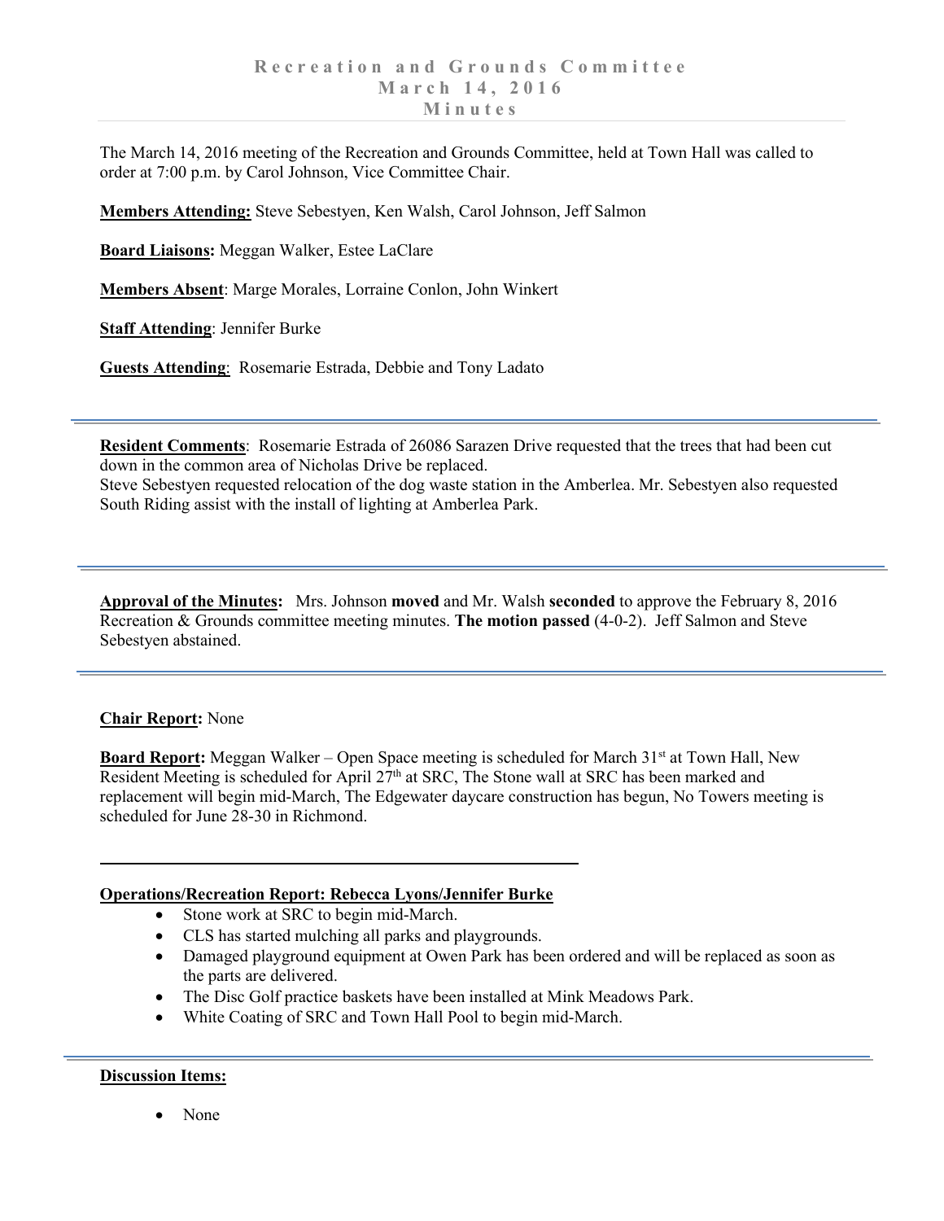# Recreation and Grounds Committee
## March 14, 2016
## Minutes

The March 14, 2016 meeting of the Recreation and Grounds Committee, held at Town Hall was called to order at 7:00 p.m. by Carol Johnson, Vice Committee Chair.

**Members Attending:** Steve Sebestyen, Ken Walsh, Carol Johnson, Jeff Salmon

**Board Liaisons:** Meggan Walker, Estee LaClare

**Members Absent**: Marge Morales, Lorraine Conlon, John Winkert

**Staff Attending**: Jennifer Burke

**Guests Attending**: Rosemarie Estrada, Debbie and Tony Ladato

---

**Resident Comments**: Rosemarie Estrada of 26086 Sarazen Drive requested that the trees that had been cut down in the common area of Nicholas Drive be replaced.
Steve Sebestyen requested relocation of the dog waste station in the Amberlea. Mr. Sebestyen also requested South Riding assist with the install of lighting at Amberlea Park.

---

**Approval of the Minutes:** Mrs. Johnson **moved** and Mr. Walsh **seconded** to approve the February 8, 2016 Recreation & Grounds committee meeting minutes. **The motion passed** (4-0-2). Jeff Salmon and Steve Sebestyen abstained.

---

**Chair Report:** None

**Board Report:** Meggan Walker – Open Space meeting is scheduled for March 31st at Town Hall, New Resident Meeting is scheduled for April 27th at SRC, The Stone wall at SRC has been marked and replacement will begin mid-March, The Edgewater daycare construction has begun, No Towers meeting is scheduled for June 28-30 in Richmond.

---

**Operations/Recreation Report: Rebecca Lyons/Jennifer Burke**

- Stone work at SRC to begin mid-March.
- CLS has started mulching all parks and playgrounds.
- Damaged playground equipment at Owen Park has been ordered and will be replaced as soon as the parts are delivered.
- The Disc Golf practice baskets have been installed at Mink Meadows Park.
- White Coating of SRC and Town Hall Pool to begin mid-March.

---

**Discussion Items:**

- None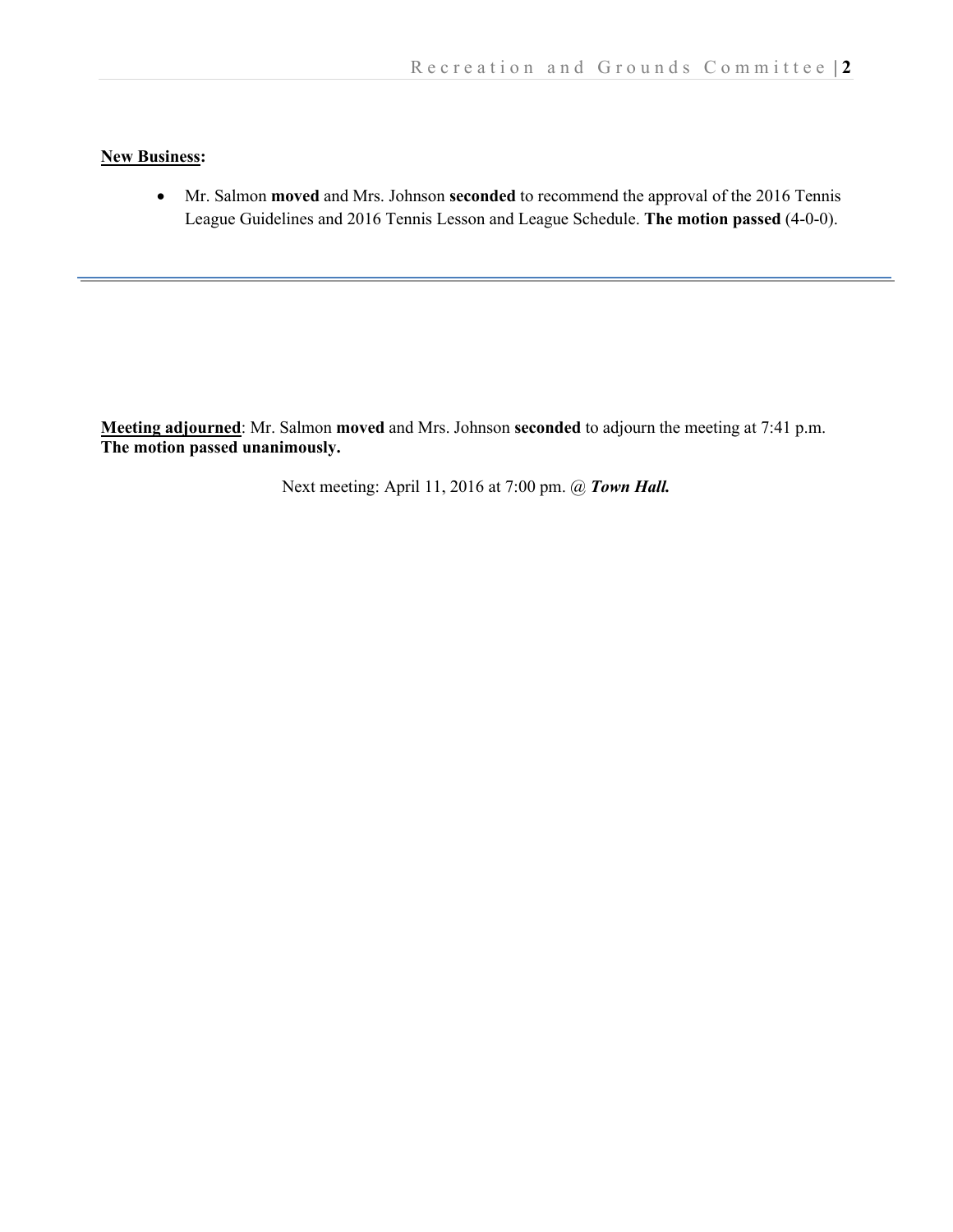**New Business:**

- Mr. Salmon **moved** and Mrs. Johnson **seconded** to recommend the approval of the 2016 Tennis League Guidelines and 2016 Tennis Lesson and League Schedule. **The motion passed** (4-0-0).

---

**Meeting adjourned**: Mr. Salmon **moved** and Mrs. Johnson **seconded** to adjourn the meeting at 7:41 p.m. **The motion passed unanimously.**

Next meeting: April 11, 2016 at 7:00 pm. @ ***Town Hall.***